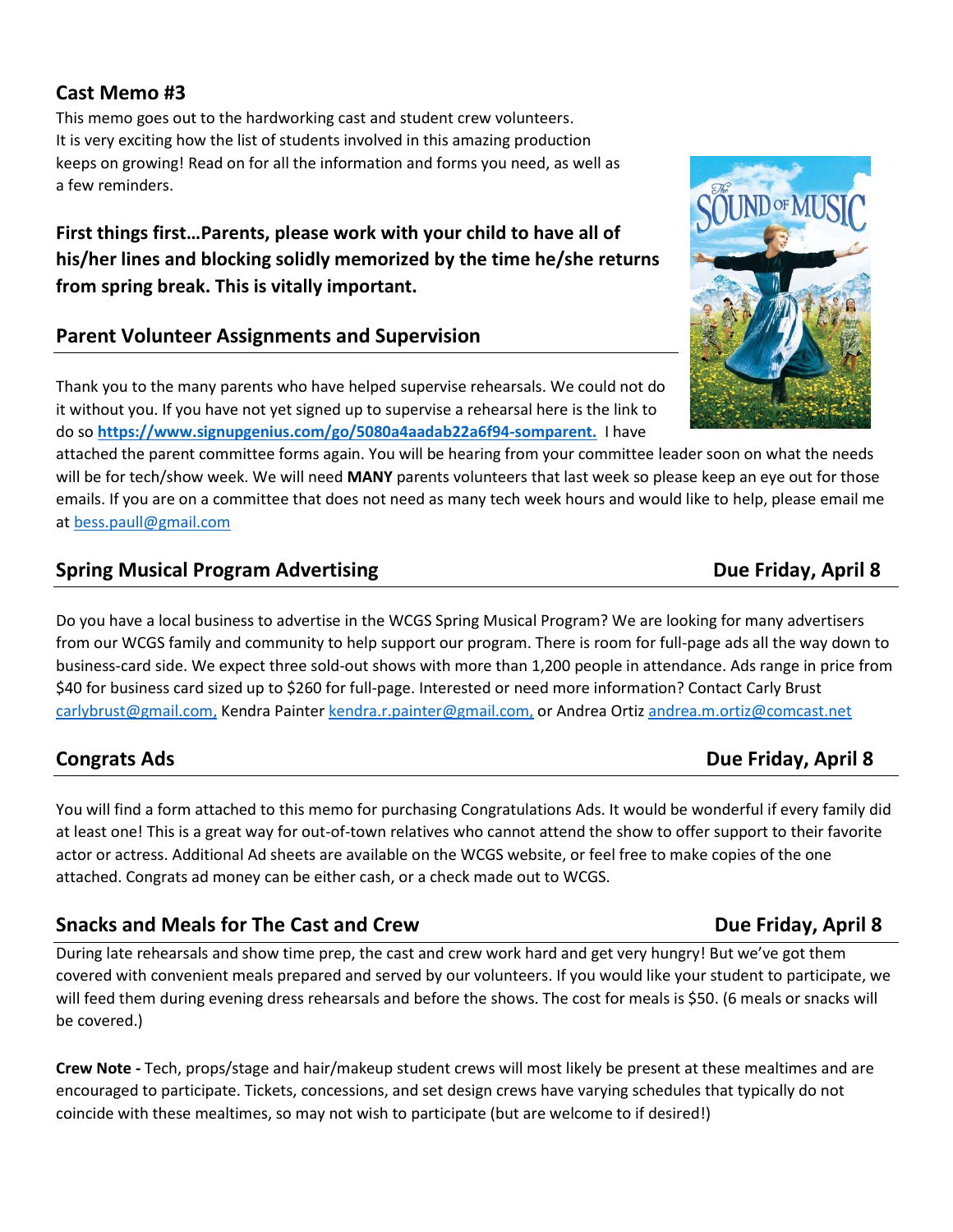## Cast Memo #3

This memo goes out to the hardworking cast and student crew volunteers. It is very exciting how the list of students involved in this amazing production keeps on growing! Read on for all the information and forms you need, as well as a few reminders.

**First things first…Parents, please work with your child to have all of his/her lines and blocking solidly memorized by the time he/she returns from spring break. This is vitally important.**

## Parent Volunteer Assignments and Supervision

Thank you to the many parents who have helped supervise rehearsals. We could not do it without you. If you have not yet signed up to supervise a rehearsal here is the link to do so **https://www.signupgenius.com/go/5080a4aadab22a6f94-somparent.** I have attached the parent committee forms again. You will be hearing from your committee leader soon on what the needs will be for tech/show week. We will need **MANY** parents volunteers that last week so please keep an eye out for those emails. If you are on a committee that does not need as many tech week hours and would like to help, please email me at bess.paull@gmail.com

## Spring Musical Program Advertising — Due Friday, April 8

Do you have a local business to advertise in the WCGS Spring Musical Program? We are looking for many advertisers from our WCGS family and community to help support our program. There is room for full-page ads all the way down to business-card side. We expect three sold-out shows with more than 1,200 people in attendance. Ads range in price from $40 for business card sized up to $260 for full-page. Interested or need more information? Contact Carly Brust carlybrust@gmail.com, Kendra Painter kendra.r.painter@gmail.com, or Andrea Ortiz andrea.m.ortiz@comcast.net

## Congrats Ads — Due Friday, April 8

You will find a form attached to this memo for purchasing Congratulations Ads. It would be wonderful if every family did at least one! This is a great way for out-of-town relatives who cannot attend the show to offer support to their favorite actor or actress. Additional Ad sheets are available on the WCGS website, or feel free to make copies of the one attached. Congrats ad money can be either cash, or a check made out to WCGS.

## Snacks and Meals for The Cast and Crew — Due Friday, April 8

During late rehearsals and show time prep, the cast and crew work hard and get very hungry! But we've got them covered with convenient meals prepared and served by our volunteers. If you would like your student to participate, we will feed them during evening dress rehearsals and before the shows. The cost for meals is $50. (6 meals or snacks will be covered.)

**Crew Note -** Tech, props/stage and hair/makeup student crews will most likely be present at these mealtimes and are encouraged to participate. Tickets, concessions, and set design crews have varying schedules that typically do not coincide with these mealtimes, so may not wish to participate (but are welcome to if desired!)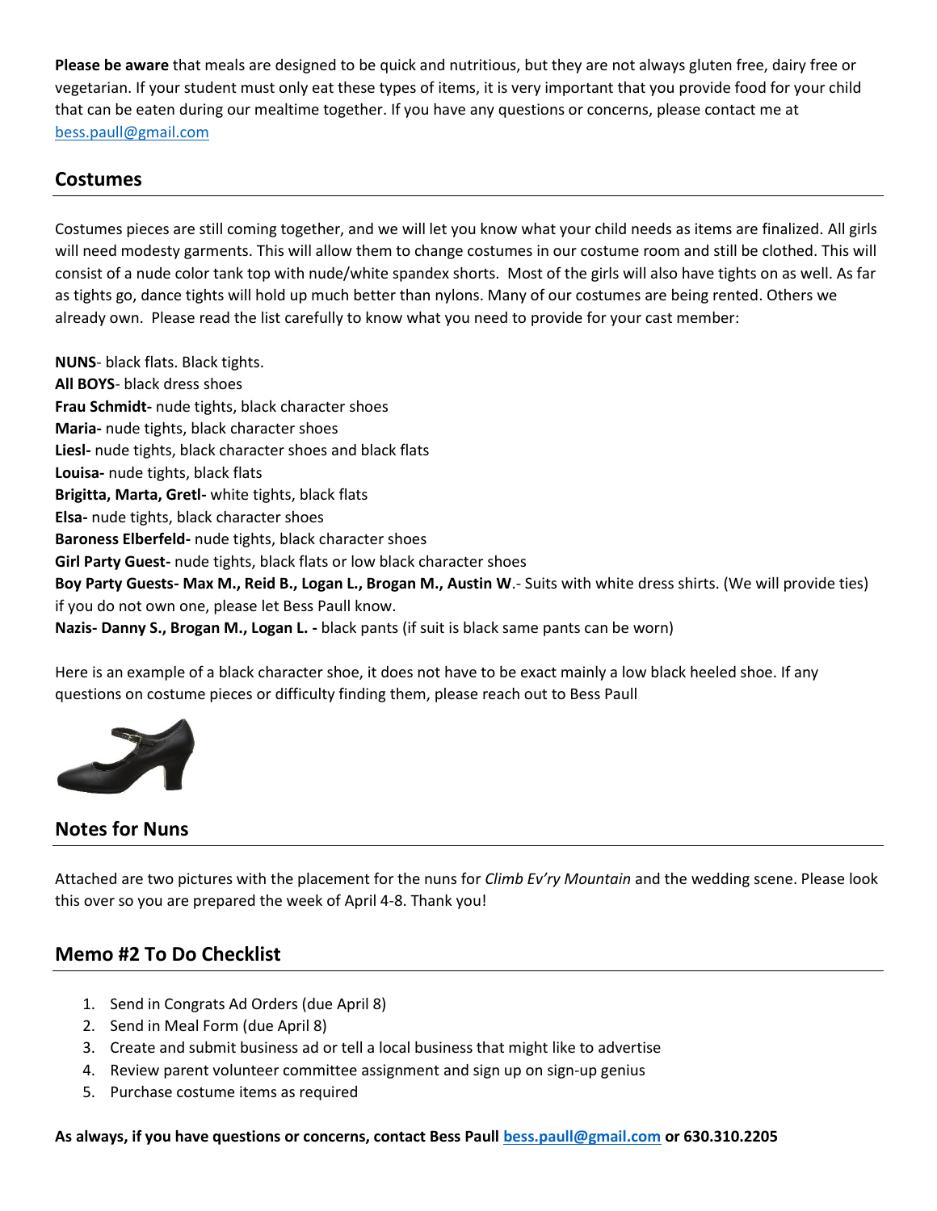**Please be aware** that meals are designed to be quick and nutritious, but they are not always gluten free, dairy free or vegetarian. If your student must only eat these types of items, it is very important that you provide food for your child that can be eaten during our mealtime together. If you have any questions or concerns, please contact me at bess.paull@gmail.com

## Costumes

Costumes pieces are still coming together, and we will let you know what your child needs as items are finalized. All girls will need modesty garments. This will allow them to change costumes in our costume room and still be clothed. This will consist of a nude color tank top with nude/white spandex shorts. Most of the girls will also have tights on as well. As far as tights go, dance tights will hold up much better than nylons. Many of our costumes are being rented. Others we already own. Please read the list carefully to know what you need to provide for your cast member:

**NUNS**- black flats. Black tights.
**All BOYS**- black dress shoes
**Frau Schmidt-** nude tights, black character shoes
**Maria-** nude tights, black character shoes
**Liesl-** nude tights, black character shoes and black flats
**Louisa-** nude tights, black flats
**Brigitta, Marta, Gretl-** white tights, black flats
**Elsa-** nude tights, black character shoes
**Baroness Elberfeld-** nude tights, black character shoes
**Girl Party Guest-** nude tights, black flats or low black character shoes
**Boy Party Guests- Max M., Reid B., Logan L., Brogan M., Austin W**.- Suits with white dress shirts. (We will provide ties) if you do not own one, please let Bess Paull know.
**Nazis- Danny S., Brogan M., Logan L. -** black pants (if suit is black same pants can be worn)

Here is an example of a black character shoe, it does not have to be exact mainly a low black heeled shoe. If any questions on costume pieces or difficulty finding them, please reach out to Bess Paull

## Notes for Nuns

Attached are two pictures with the placement for the nuns for *Climb Ev'ry Mountain* and the wedding scene. Please look this over so you are prepared the week of April 4-8. Thank you!

## Memo #2 To Do Checklist

1. Send in Congrats Ad Orders (due April 8)
2. Send in Meal Form (due April 8)
3. Create and submit business ad or tell a local business that might like to advertise
4. Review parent volunteer committee assignment and sign up on sign-up genius
5. Purchase costume items as required

**As always, if you have questions or concerns, contact Bess Paull bess.paull@gmail.com or 630.310.2205**